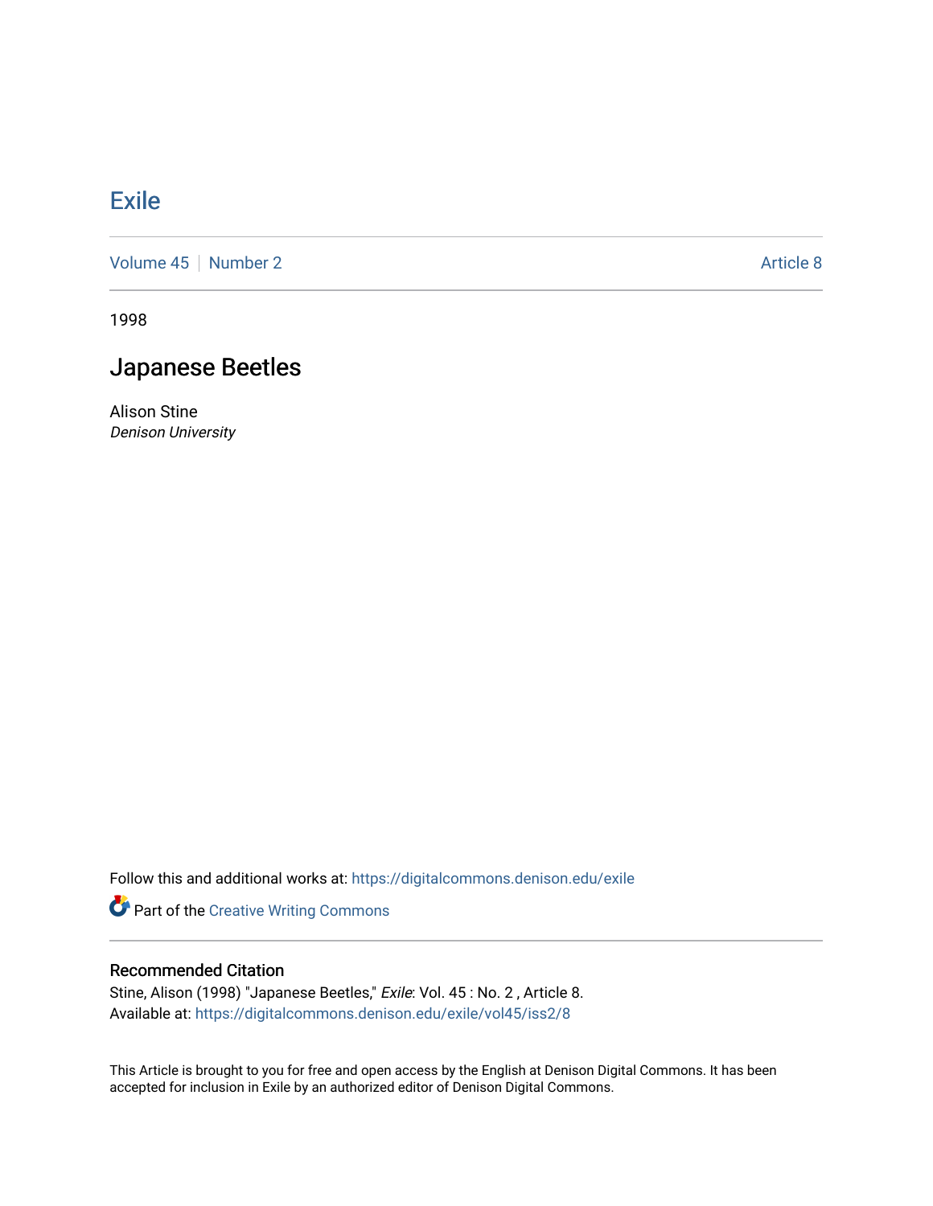# Exile

Volume 45 | Number 2 Article 8

1998

## Japanese Beetles

Alison Stine
*Denison University*

Follow this and additional works at: https://digitalcommons.denison.edu/exile

Part of the Creative Writing Commons

### Recommended Citation

Stine, Alison (1998) "Japanese Beetles," *Exile*: Vol. 45 : No. 2 , Article 8.
Available at: https://digitalcommons.denison.edu/exile/vol45/iss2/8

This Article is brought to you for free and open access by the English at Denison Digital Commons. It has been accepted for inclusion in Exile by an authorized editor of Denison Digital Commons.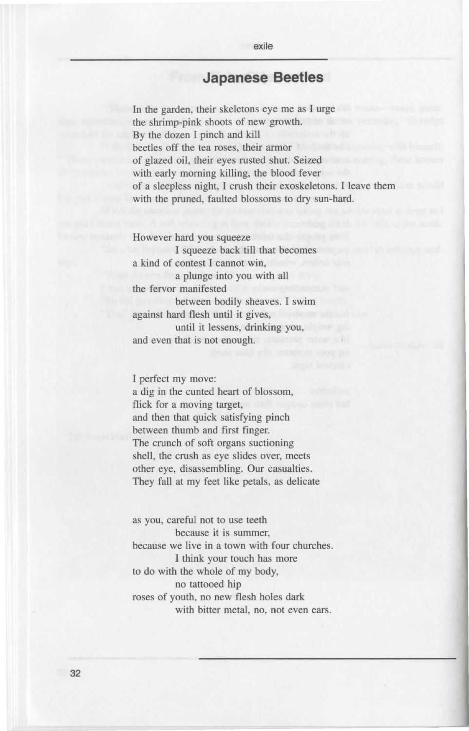## Japanese Beetles

In the garden, their skeletons eye me as I urge
the shrimp-pink shoots of new growth.
By the dozen I pinch and kill
beetles off the tea roses, their armor
of glazed oil, their eyes rusted shut. Seized
with early morning killing, the blood fever
of a sleepless night, I crush their exoskeletons. I leave them
with the pruned, faulted blossoms to dry sun-hard.

However hard you squeeze
            I squeeze back till that becomes
a kind of contest I cannot win,
            a plunge into you with all
the fervor manifested
            between bodily sheaves. I swim
against hard flesh until it gives,
            until it lessens, drinking you,
and even that is not enough.

I perfect my move:
a dig in the cunted heart of blossom,
flick for a moving target,
and then that quick satisfying pinch
between thumb and first finger.
The crunch of soft organs suctioning
shell, the crush as eye slides over, meets
other eye, disassembling. Our casualties.
They fall at my feet like petals, as delicate

as you, careful not to use teeth
            because it is summer,
because we live in a town with four churches.
            I think your touch has more
to do with the whole of my body,
            no tattooed hip
roses of youth, no new flesh holes dark
            with bitter metal, no, not even ears.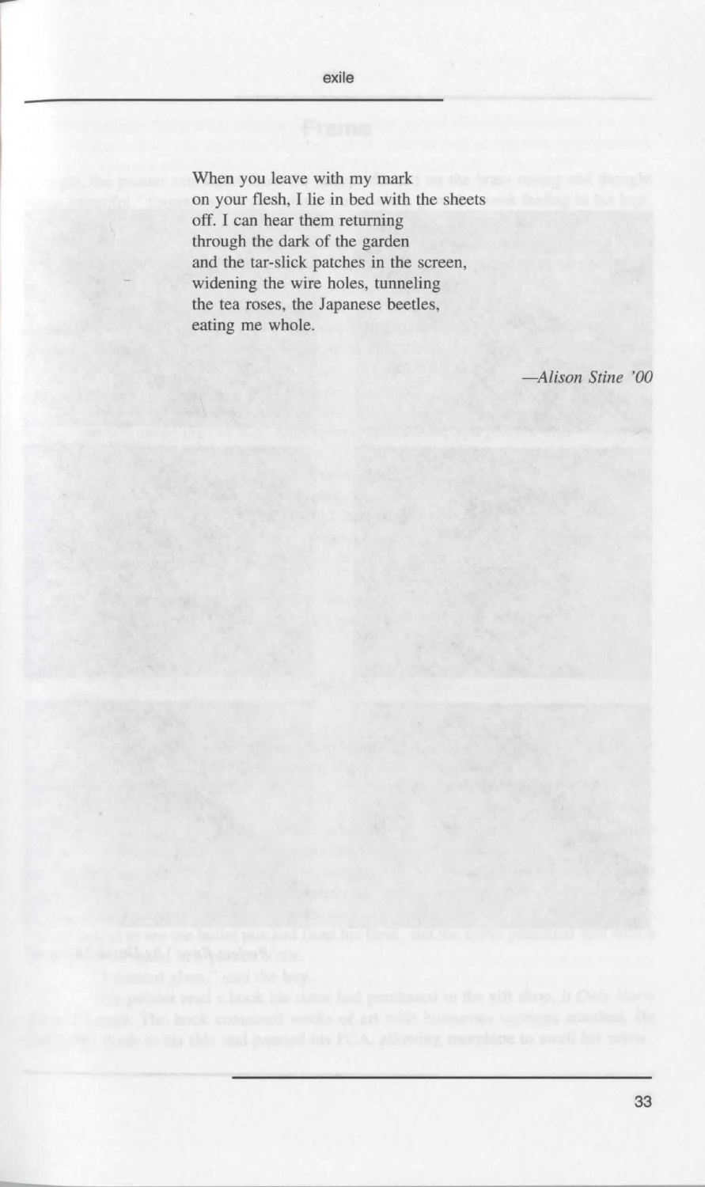When you leave with my mark
on your flesh, I lie in bed with the sheets
off. I can hear them returning
through the dark of the garden
and the tar-slick patches in the screen,
widening the wire holes, tunneling
the tea roses, the Japanese beetles,
eating me whole.

*—Alison Stine '00*